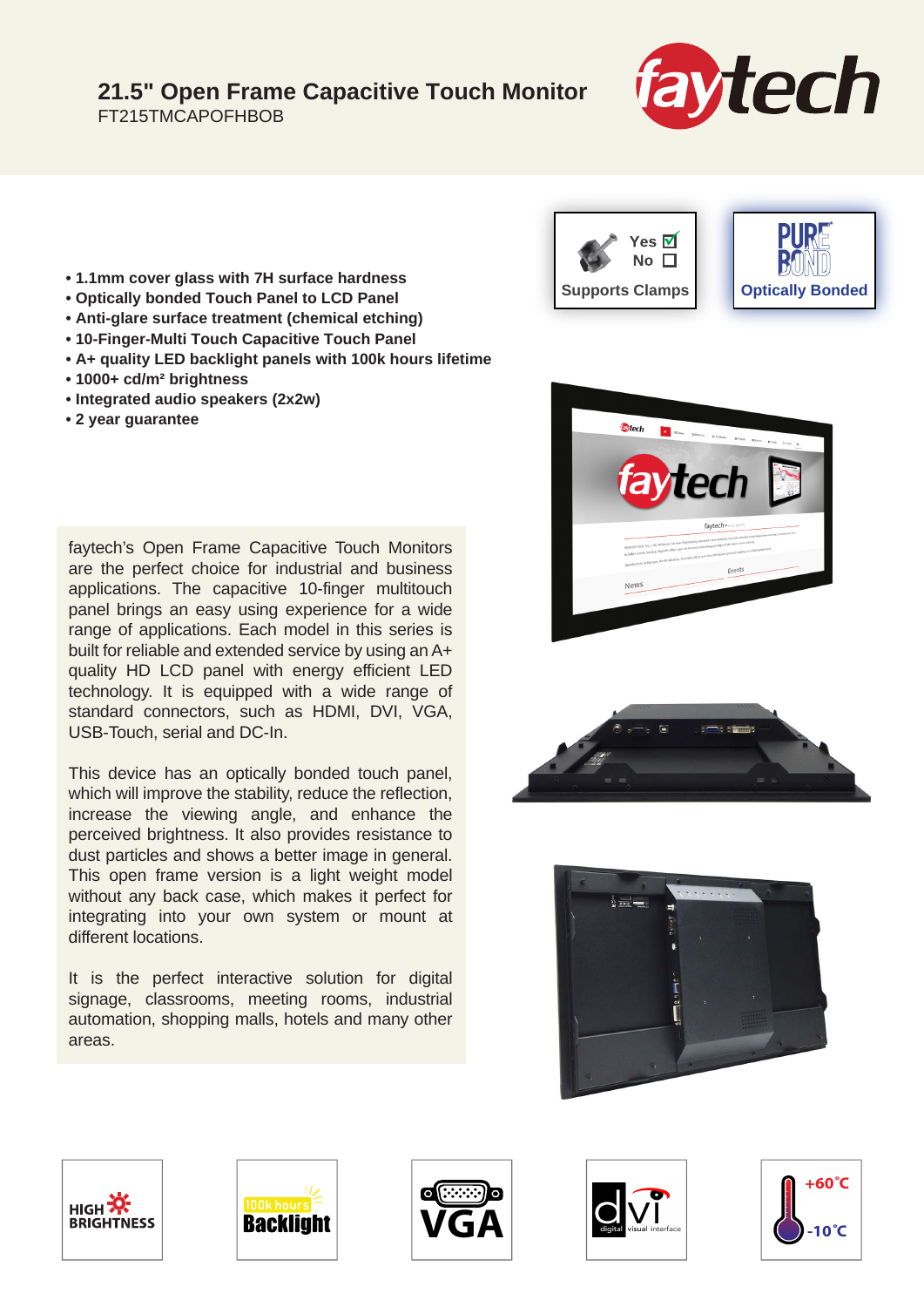# 21.5" Open Frame Capacitive Touch Monitor

FT215TMCAPOFHBOB

- 1.1mm cover glass with 7H surface hardness
- Optically bonded Touch Panel to LCD Panel
- Anti-glare surface treatment (chemical etching)
- 10-Finger-Multi Touch Capacitive Touch Panel
- A+ quality LED backlight panels with 100k hours lifetime
- 1000+ cd/m² brightness
- Integrated audio speakers (2x2w)
- 2 year guarantee

Supports Clamps: Yes ☑ No ☐

Optically Bonded

faytech's Open Frame Capacitive Touch Monitors are the perfect choice for industrial and business applications. The capacitive 10-finger multitouch panel brings an easy using experience for a wide range of applications. Each model in this series is built for reliable and extended service by using an A+ quality HD LCD panel with energy efficient LED technology. It is equipped with a wide range of standard connectors, such as HDMI, DVI, VGA, USB-Touch, serial and DC-In.

This device has an optically bonded touch panel, which will improve the stability, reduce the reflection, increase the viewing angle, and enhance the perceived brightness. It also provides resistance to dust particles and shows a better image in general. This open frame version is a light weight model without any back case, which makes it perfect for integrating into your own system or mount at different locations.

It is the perfect interactive solution for digital signage, classrooms, meeting rooms, industrial automation, shopping malls, hotels and many other areas.

HIGH BRIGHTNESS | 100k hours Backlight | VGA | DVI digital visual interface | +60°C -10°C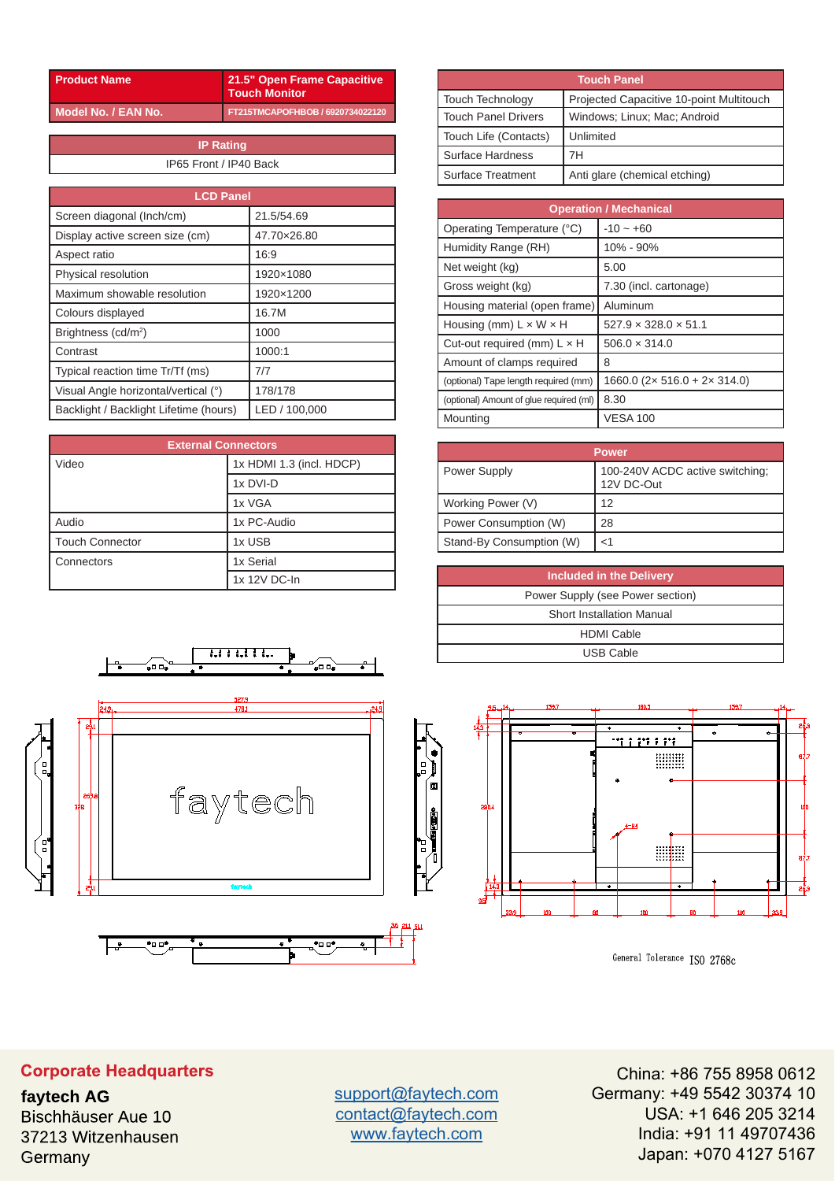| Product Name | 21.5" Open Frame Capacitive Touch Monitor |
|---|---|
| Model No. / EAN No. | FT215TMCAPOFHBOB / 6920734022120 |

| IP Rating |
|---|
| IP65 Front / IP40 Back |

| LCD Panel | |
|---|---|
| Screen diagonal (Inch/cm) | 21.5/54.69 |
| Display active screen size (cm) | 47.70×26.80 |
| Aspect ratio | 16:9 |
| Physical resolution | 1920×1080 |
| Maximum showable resolution | 1920×1200 |
| Colours displayed | 16.7M |
| Brightness (cd/m²) | 1000 |
| Contrast | 1000:1 |
| Typical reaction time Tr/Tf (ms) | 7/7 |
| Visual Angle horizontal/vertical (°) | 178/178 |
| Backlight / Backlight Lifetime (hours) | LED / 100,000 |

| External Connectors | |
|---|---|
| Video | 1x HDMI 1.3 (incl. HDCP) |
| | 1x DVI-D |
| | 1x VGA |
| Audio | 1x PC-Audio |
| Touch Connector | 1x USB |
| Connectors | 1x Serial |
| | 1x 12V DC-In |

| Touch Panel | |
|---|---|
| Touch Technology | Projected Capacitive 10-point Multitouch |
| Touch Panel Drivers | Windows; Linux; Mac; Android |
| Touch Life (Contacts) | Unlimited |
| Surface Hardness | 7H |
| Surface Treatment | Anti glare (chemical etching) |

| Operation / Mechanical | |
|---|---|
| Operating Temperature (°C) | -10 ~ +60 |
| Humidity Range (RH) | 10% - 90% |
| Net weight (kg) | 5.00 |
| Gross weight (kg) | 7.30 (incl. cartonage) |
| Housing material (open frame) | Aluminum |
| Housing (mm) L × W × H | 527.9 × 328.0 × 51.1 |
| Cut-out required (mm) L × H | 506.0 × 314.0 |
| Amount of clamps required | 8 |
| (optional) Tape length required (mm) | 1660.0 (2× 516.0 + 2× 314.0) |
| (optional) Amount of glue required (ml) | 8.30 |
| Mounting | VESA 100 |

| Power | |
|---|---|
| Power Supply | 100-240V ACDC active switching; 12V DC-Out |
| Working Power (V) | 12 |
| Power Consumption (W) | 28 |
| Stand-By Consumption (W) | <1 |

| Included in the Delivery |
|---|
| Power Supply (see Power section) |
| Short Installation Manual |
| HDMI Cable |
| USB Cable |

General Tolerance ISO 2768c

**Corporate Headquarters**

**faytech AG**
Bischhäuser Aue 10
37213 Witzenhausen
Germany

support@faytech.com
contact@faytech.com
www.faytech.com

China: +86 755 8958 0612
Germany: +49 5542 30374 10
USA: +1 646 205 3214
India: +91 11 49707436
Japan: +070 4127 5167